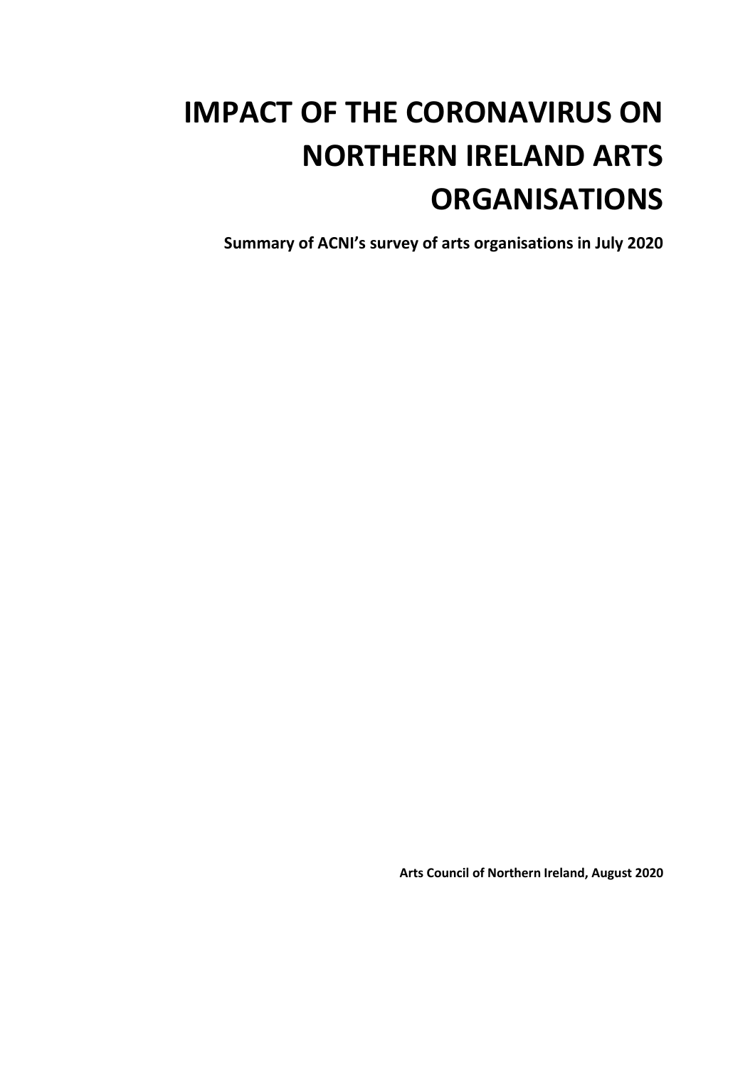# IMPACT OF THE CORONAVIRUS ON NORTHERN IRELAND ARTS ORGANISATIONS

**Summary of ACNI's survey of arts organisations in July 2020**

**Arts Council of Northern Ireland, August 2020**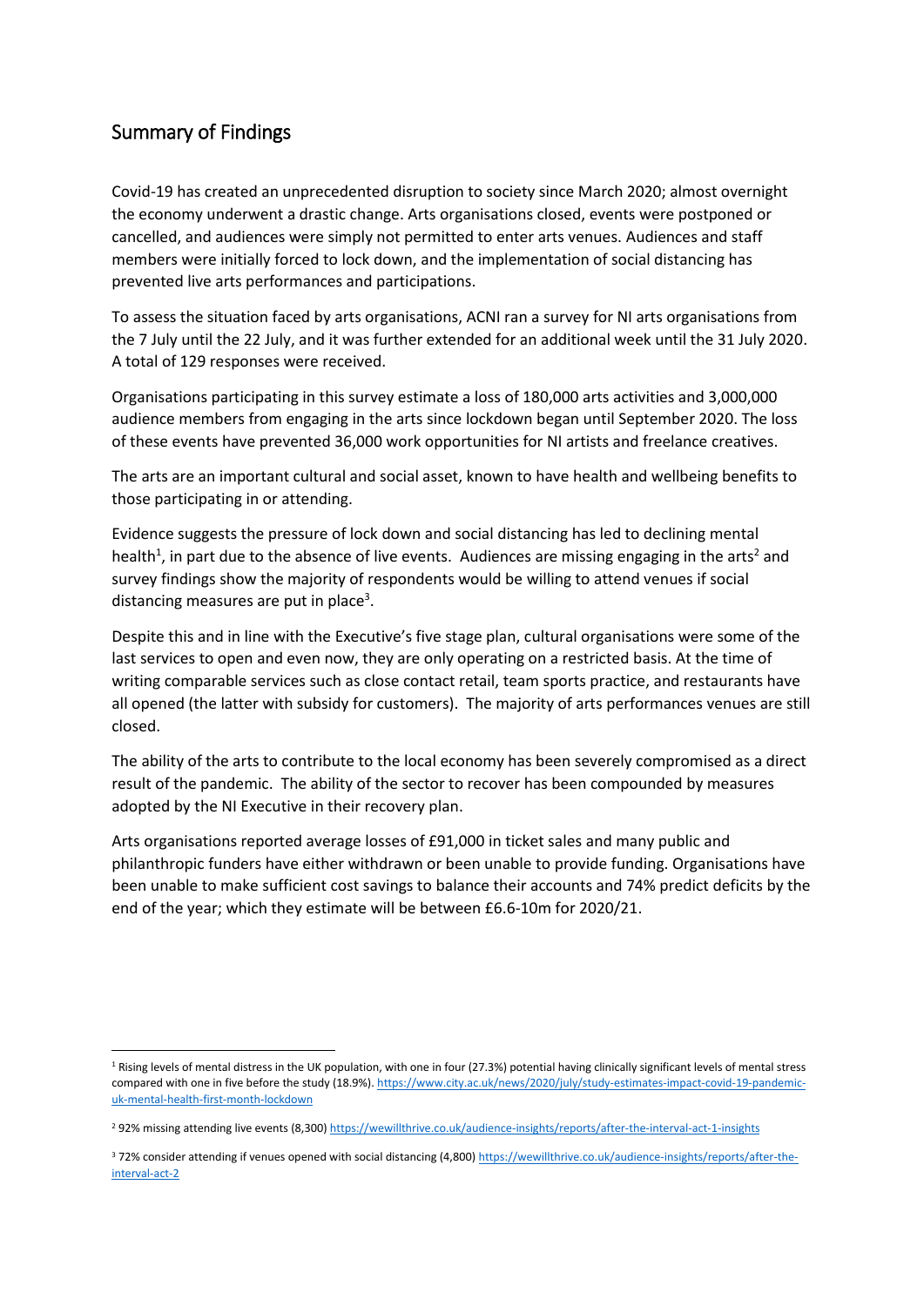## Summary of Findings

Covid-19 has created an unprecedented disruption to society since March 2020; almost overnight the economy underwent a drastic change. Arts organisations closed, events were postponed or cancelled, and audiences were simply not permitted to enter arts venues. Audiences and staff members were initially forced to lock down, and the implementation of social distancing has prevented live arts performances and participations.

To assess the situation faced by arts organisations, ACNI ran a survey for NI arts organisations from the 7 July until the 22 July, and it was further extended for an additional week until the 31 July 2020. A total of 129 responses were received.

Organisations participating in this survey estimate a loss of 180,000 arts activities and 3,000,000 audience members from engaging in the arts since lockdown began until September 2020. The loss of these events have prevented 36,000 work opportunities for NI artists and freelance creatives.

The arts are an important cultural and social asset, known to have health and wellbeing benefits to those participating in or attending.

Evidence suggests the pressure of lock down and social distancing has led to declining mental health[1], in part due to the absence of live events. Audiences are missing engaging in the arts[2] and survey findings show the majority of respondents would be willing to attend venues if social distancing measures are put in place[3].

Despite this and in line with the Executive's five stage plan, cultural organisations were some of the last services to open and even now, they are only operating on a restricted basis. At the time of writing comparable services such as close contact retail, team sports practice, and restaurants have all opened (the latter with subsidy for customers). The majority of arts performances venues are still closed.

The ability of the arts to contribute to the local economy has been severely compromised as a direct result of the pandemic. The ability of the sector to recover has been compounded by measures adopted by the NI Executive in their recovery plan.

Arts organisations reported average losses of £91,000 in ticket sales and many public and philanthropic funders have either withdrawn or been unable to provide funding. Organisations have been unable to make sufficient cost savings to balance their accounts and 74% predict deficits by the end of the year; which they estimate will be between £6.6-10m for 2020/21.

---

[1] Rising levels of mental distress in the UK population, with one in four (27.3%) potential having clinically significant levels of mental stress compared with one in five before the study (18.9%). https://www.city.ac.uk/news/2020/july/study-estimates-impact-covid-19-pandemic-uk-mental-health-first-month-lockdown

[2] 92% missing attending live events (8,300) https://wewillthrive.co.uk/audience-insights/reports/after-the-interval-act-1-insights

[3] 72% consider attending if venues opened with social distancing (4,800) https://wewillthrive.co.uk/audience-insights/reports/after-the-interval-act-2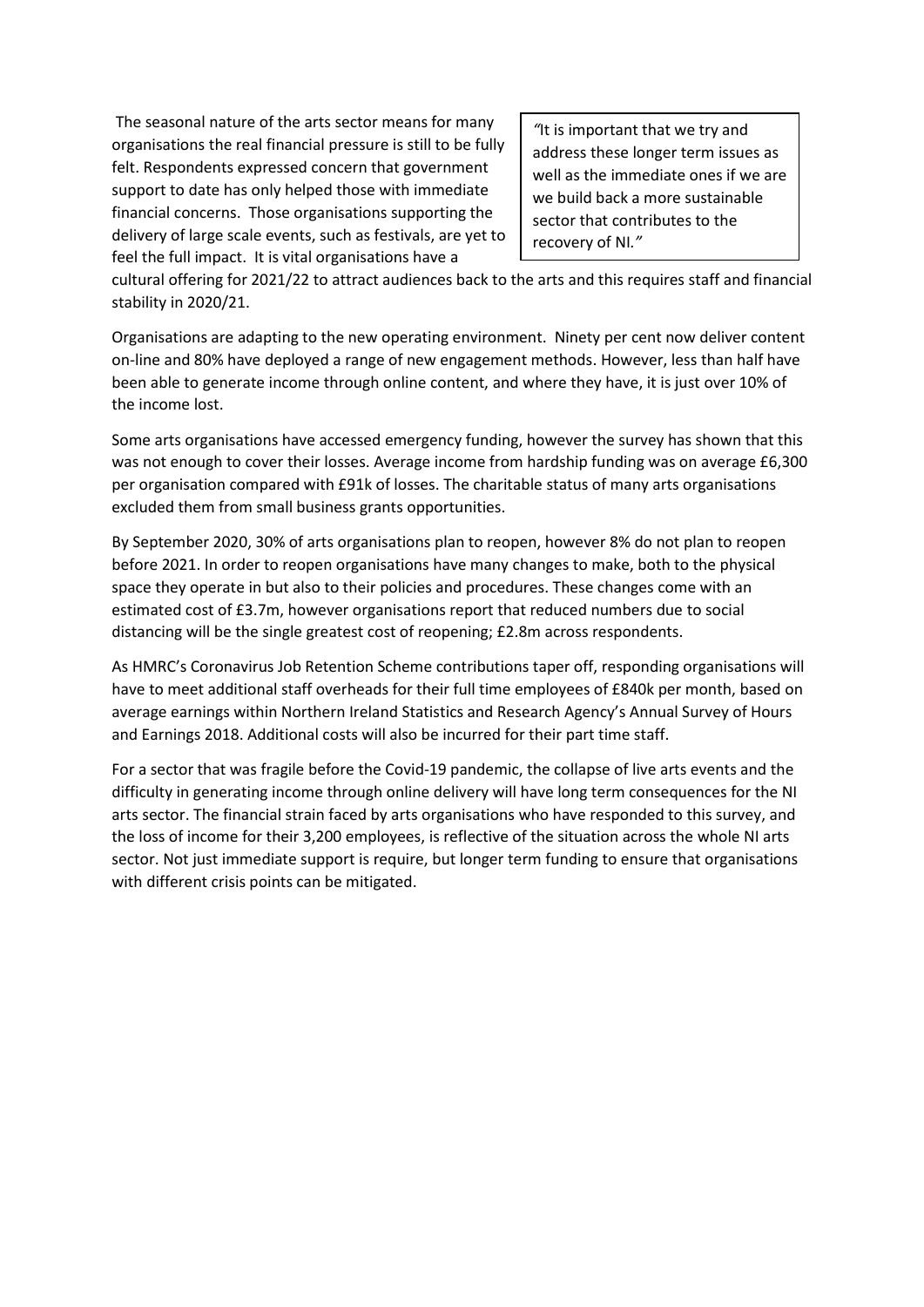The seasonal nature of the arts sector means for many organisations the real financial pressure is still to be fully felt. Respondents expressed concern that government support to date has only helped those with immediate financial concerns. Those organisations supporting the delivery of large scale events, such as festivals, are yet to feel the full impact. It is vital organisations have a cultural offering for 2021/22 to attract audiences back to the arts and this requires staff and financial stability in 2020/21.

> *"It is important that we try and address these longer term issues as well as the immediate ones if we are we build back a more sustainable sector that contributes to the recovery of NI."*

Organisations are adapting to the new operating environment. Ninety per cent now deliver content on-line and 80% have deployed a range of new engagement methods. However, less than half have been able to generate income through online content, and where they have, it is just over 10% of the income lost.

Some arts organisations have accessed emergency funding, however the survey has shown that this was not enough to cover their losses. Average income from hardship funding was on average £6,300 per organisation compared with £91k of losses. The charitable status of many arts organisations excluded them from small business grants opportunities.

By September 2020, 30% of arts organisations plan to reopen, however 8% do not plan to reopen before 2021. In order to reopen organisations have many changes to make, both to the physical space they operate in but also to their policies and procedures. These changes come with an estimated cost of £3.7m, however organisations report that reduced numbers due to social distancing will be the single greatest cost of reopening; £2.8m across respondents.

As HMRC's Coronavirus Job Retention Scheme contributions taper off, responding organisations will have to meet additional staff overheads for their full time employees of £840k per month, based on average earnings within Northern Ireland Statistics and Research Agency's Annual Survey of Hours and Earnings 2018. Additional costs will also be incurred for their part time staff.

For a sector that was fragile before the Covid-19 pandemic, the collapse of live arts events and the difficulty in generating income through online delivery will have long term consequences for the NI arts sector. The financial strain faced by arts organisations who have responded to this survey, and the loss of income for their 3,200 employees, is reflective of the situation across the whole NI arts sector. Not just immediate support is require, but longer term funding to ensure that organisations with different crisis points can be mitigated.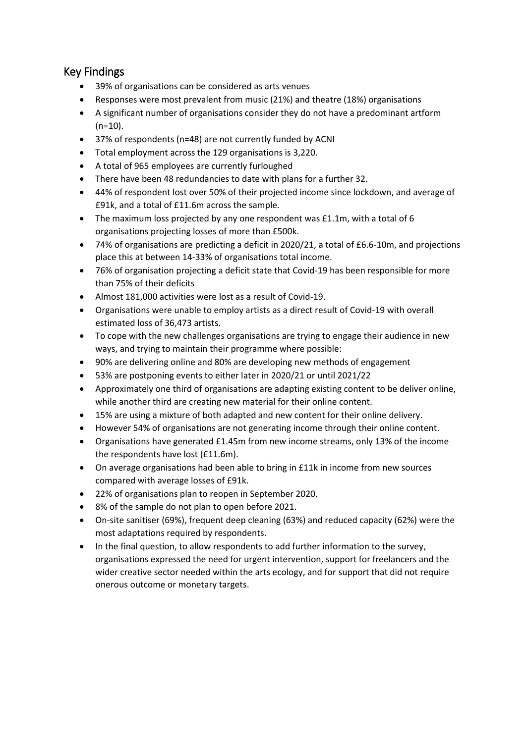## Key Findings

- 39% of organisations can be considered as arts venues
- Responses were most prevalent from music (21%) and theatre (18%) organisations
- A significant number of organisations consider they do not have a predominant artform (n=10).
- 37% of respondents (n=48) are not currently funded by ACNI
- Total employment across the 129 organisations is 3,220.
- A total of 965 employees are currently furloughed
- There have been 48 redundancies to date with plans for a further 32.
- 44% of respondent lost over 50% of their projected income since lockdown, and average of £91k, and a total of £11.6m across the sample.
- The maximum loss projected by any one respondent was £1.1m, with a total of 6 organisations projecting losses of more than £500k.
- 74% of organisations are predicting a deficit in 2020/21, a total of £6.6-10m, and projections place this at between 14-33% of organisations total income.
- 76% of organisation projecting a deficit state that Covid-19 has been responsible for more than 75% of their deficits
- Almost 181,000 activities were lost as a result of Covid-19.
- Organisations were unable to employ artists as a direct result of Covid-19 with overall estimated loss of 36,473 artists.
- To cope with the new challenges organisations are trying to engage their audience in new ways, and trying to maintain their programme where possible:
- 90% are delivering online and 80% are developing new methods of engagement
- 53% are postponing events to either later in 2020/21 or until 2021/22
- Approximately one third of organisations are adapting existing content to be deliver online, while another third are creating new material for their online content.
- 15% are using a mixture of both adapted and new content for their online delivery.
- However 54% of organisations are not generating income through their online content.
- Organisations have generated £1.45m from new income streams, only 13% of the income the respondents have lost (£11.6m).
- On average organisations had been able to bring in £11k in income from new sources compared with average losses of £91k.
- 22% of organisations plan to reopen in September 2020.
- 8% of the sample do not plan to open before 2021.
- On-site sanitiser (69%), frequent deep cleaning (63%) and reduced capacity (62%) were the most adaptations required by respondents.
- In the final question, to allow respondents to add further information to the survey, organisations expressed the need for urgent intervention, support for freelancers and the wider creative sector needed within the arts ecology, and for support that did not require onerous outcome or monetary targets.